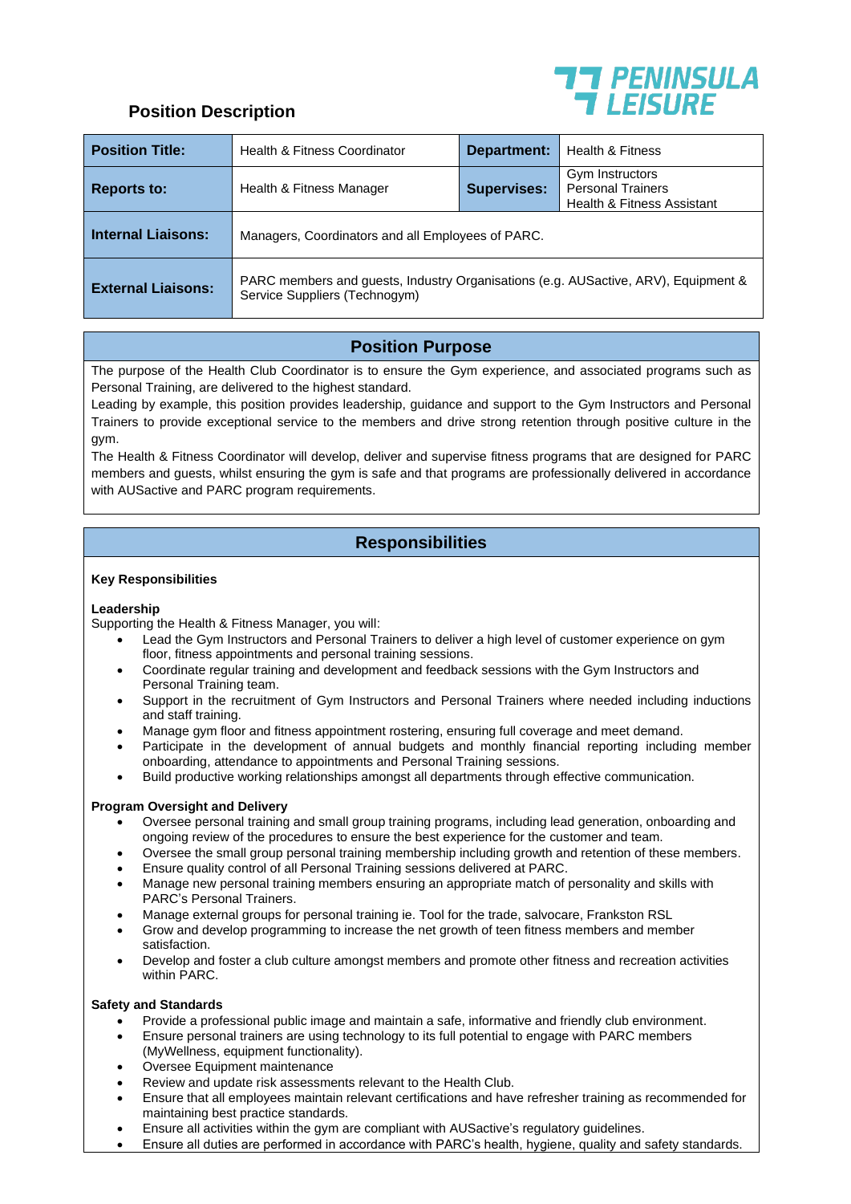PENINSULA LEISURE

## Position Description

| Position Title: | Health & Fitness Coordinator | Department: | Health & Fitness |
|---|---|---|---|
| Reports to: | Health & Fitness Manager | Supervises: | Gym Instructors<br>Personal Trainers<br>Health & Fitness Assistant |
| Internal Liaisons: | Managers, Coordinators and all Employees of PARC. | | |
| External Liaisons: | PARC members and guests, Industry Organisations (e.g. AUSactive, ARV), Equipment & Service Suppliers (Technogym) | | |

## Position Purpose

The purpose of the Health Club Coordinator is to ensure the Gym experience, and associated programs such as Personal Training, are delivered to the highest standard.

Leading by example, this position provides leadership, guidance and support to the Gym Instructors and Personal Trainers to provide exceptional service to the members and drive strong retention through positive culture in the gym.

The Health & Fitness Coordinator will develop, deliver and supervise fitness programs that are designed for PARC members and guests, whilst ensuring the gym is safe and that programs are professionally delivered in accordance with AUSactive and PARC program requirements.

## Responsibilities

**Key Responsibilities**

**Leadership**

Supporting the Health & Fitness Manager, you will:

- Lead the Gym Instructors and Personal Trainers to deliver a high level of customer experience on gym floor, fitness appointments and personal training sessions.
- Coordinate regular training and development and feedback sessions with the Gym Instructors and Personal Training team.
- Support in the recruitment of Gym Instructors and Personal Trainers where needed including inductions and staff training.
- Manage gym floor and fitness appointment rostering, ensuring full coverage and meet demand.
- Participate in the development of annual budgets and monthly financial reporting including member onboarding, attendance to appointments and Personal Training sessions.
- Build productive working relationships amongst all departments through effective communication.

**Program Oversight and Delivery**

- Oversee personal training and small group training programs, including lead generation, onboarding and ongoing review of the procedures to ensure the best experience for the customer and team.
- Oversee the small group personal training membership including growth and retention of these members.
- Ensure quality control of all Personal Training sessions delivered at PARC.
- Manage new personal training members ensuring an appropriate match of personality and skills with PARC's Personal Trainers.
- Manage external groups for personal training ie. Tool for the trade, salvocare, Frankston RSL
- Grow and develop programming to increase the net growth of teen fitness members and member satisfaction.
- Develop and foster a club culture amongst members and promote other fitness and recreation activities within PARC.

**Safety and Standards**

- Provide a professional public image and maintain a safe, informative and friendly club environment.
- Ensure personal trainers are using technology to its full potential to engage with PARC members (MyWellness, equipment functionality).
- Oversee Equipment maintenance
- Review and update risk assessments relevant to the Health Club.
- Ensure that all employees maintain relevant certifications and have refresher training as recommended for maintaining best practice standards.
- Ensure all activities within the gym are compliant with AUSactive's regulatory guidelines.
- Ensure all duties are performed in accordance with PARC's health, hygiene, quality and safety standards.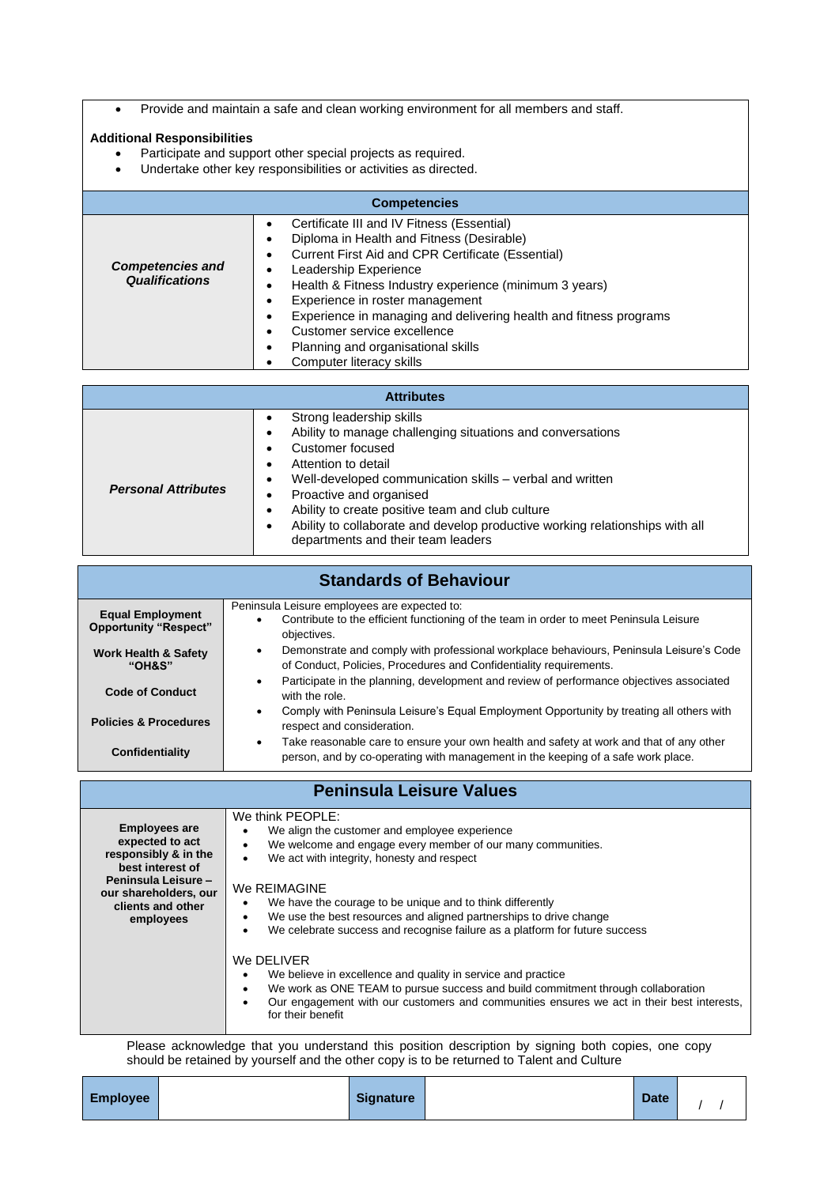- Provide and maintain a safe and clean working environment for all members and staff.

**Additional Responsibilities**

- Participate and support other special projects as required.
- Undertake other key responsibilities or activities as directed.

| **Competencies** | |
|---|---|
| ***Competencies and Qualifications*** | • Certificate III and IV Fitness (Essential)<br>• Diploma in Health and Fitness (Desirable)<br>• Current First Aid and CPR Certificate (Essential)<br>• Leadership Experience<br>• Health & Fitness Industry experience (minimum 3 years)<br>• Experience in roster management<br>• Experience in managing and delivering health and fitness programs<br>• Customer service excellence<br>• Planning and organisational skills<br>• Computer literacy skills |

| **Attributes** | |
|---|---|
| ***Personal Attributes*** | • Strong leadership skills<br>• Ability to manage challenging situations and conversations<br>• Customer focused<br>• Attention to detail<br>• Well-developed communication skills – verbal and written<br>• Proactive and organised<br>• Ability to create positive team and club culture<br>• Ability to collaborate and develop productive working relationships with all departments and their team leaders |

| **Standards of Behaviour** | |
|---|---|
| **Equal Employment Opportunity "Respect"**<br><br>**Work Health & Safety "OH&S"**<br><br>**Code of Conduct**<br><br>**Policies & Procedures**<br><br>**Confidentiality** | Peninsula Leisure employees are expected to:<br>• Contribute to the efficient functioning of the team in order to meet Peninsula Leisure objectives.<br>• Demonstrate and comply with professional workplace behaviours, Peninsula Leisure's Code of Conduct, Policies, Procedures and Confidentiality requirements.<br>• Participate in the planning, development and review of performance objectives associated with the role.<br>• Comply with Peninsula Leisure's Equal Employment Opportunity by treating all others with respect and consideration.<br>• Take reasonable care to ensure your own health and safety at work and that of any other person, and by co-operating with management in the keeping of a safe work place. |

| **Peninsula Leisure Values** | |
|---|---|
| **Employees are expected to act responsibly & in the best interest of Peninsula Leisure – our shareholders, our clients and other employees** | We think PEOPLE:<br>• We align the customer and employee experience<br>• We welcome and engage every member of our many communities.<br>• We act with integrity, honesty and respect<br><br>We REIMAGINE<br>• We have the courage to be unique and to think differently<br>• We use the best resources and aligned partnerships to drive change<br>• We celebrate success and recognise failure as a platform for future success<br><br>We DELIVER<br>• We believe in excellence and quality in service and practice<br>• We work as ONE TEAM to pursue success and build commitment through collaboration<br>• Our engagement with our customers and communities ensures we act in their best interests, for their benefit |

Please acknowledge that you understand this position description by signing both copies, one copy should be retained by yourself and the other copy is to be returned to Talent and Culture

| | | | | | |
|---|---|---|---|---|---|
| **Employee** | | **Signature** | | **Date** | / / |